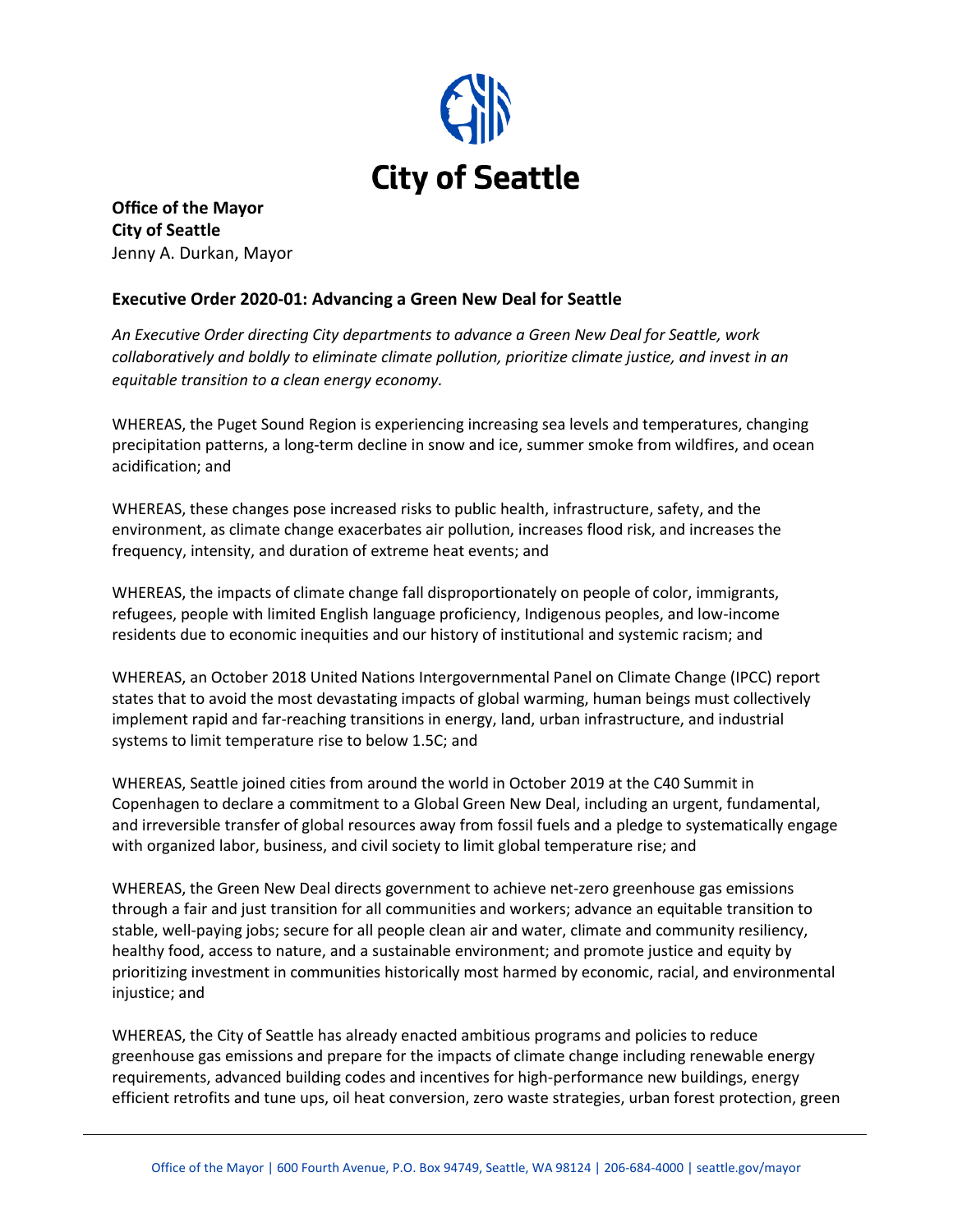# City of Seattle

**Office of the Mayor**
**City of Seattle**
Jenny A. Durkan, Mayor

## Executive Order 2020-01: Advancing a Green New Deal for Seattle

*An Executive Order directing City departments to advance a Green New Deal for Seattle, work collaboratively and boldly to eliminate climate pollution, prioritize climate justice, and invest in an equitable transition to a clean energy economy.*

WHEREAS, the Puget Sound Region is experiencing increasing sea levels and temperatures, changing precipitation patterns, a long-term decline in snow and ice, summer smoke from wildfires, and ocean acidification; and

WHEREAS, these changes pose increased risks to public health, infrastructure, safety, and the environment, as climate change exacerbates air pollution, increases flood risk, and increases the frequency, intensity, and duration of extreme heat events; and

WHEREAS, the impacts of climate change fall disproportionately on people of color, immigrants, refugees, people with limited English language proficiency, Indigenous peoples, and low-income residents due to economic inequities and our history of institutional and systemic racism; and

WHEREAS, an October 2018 United Nations Intergovernmental Panel on Climate Change (IPCC) report states that to avoid the most devastating impacts of global warming, human beings must collectively implement rapid and far-reaching transitions in energy, land, urban infrastructure, and industrial systems to limit temperature rise to below 1.5C; and

WHEREAS, Seattle joined cities from around the world in October 2019 at the C40 Summit in Copenhagen to declare a commitment to a Global Green New Deal, including an urgent, fundamental, and irreversible transfer of global resources away from fossil fuels and a pledge to systematically engage with organized labor, business, and civil society to limit global temperature rise; and

WHEREAS, the Green New Deal directs government to achieve net-zero greenhouse gas emissions through a fair and just transition for all communities and workers; advance an equitable transition to stable, well-paying jobs; secure for all people clean air and water, climate and community resiliency, healthy food, access to nature, and a sustainable environment; and promote justice and equity by prioritizing investment in communities historically most harmed by economic, racial, and environmental injustice; and

WHEREAS, the City of Seattle has already enacted ambitious programs and policies to reduce greenhouse gas emissions and prepare for the impacts of climate change including renewable energy requirements, advanced building codes and incentives for high-performance new buildings, energy efficient retrofits and tune ups, oil heat conversion, zero waste strategies, urban forest protection, green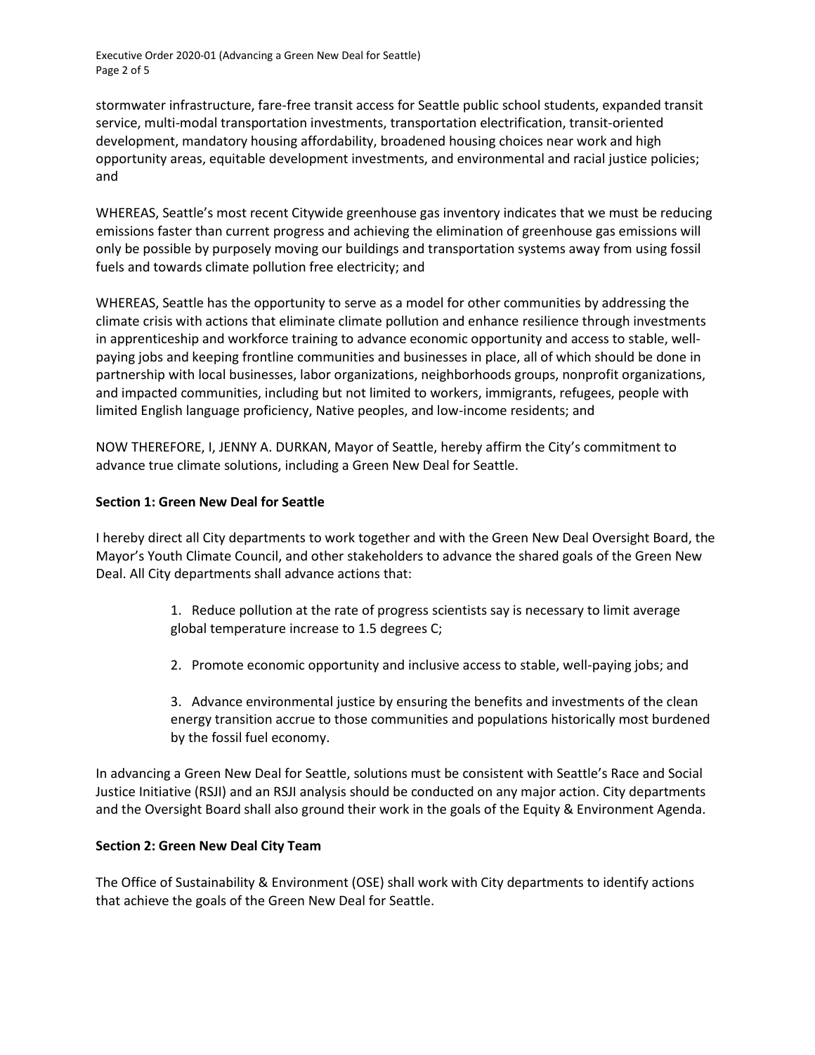stormwater infrastructure, fare-free transit access for Seattle public school students, expanded transit service, multi-modal transportation investments, transportation electrification, transit-oriented development, mandatory housing affordability, broadened housing choices near work and high opportunity areas, equitable development investments, and environmental and racial justice policies; and

WHEREAS, Seattle's most recent Citywide greenhouse gas inventory indicates that we must be reducing emissions faster than current progress and achieving the elimination of greenhouse gas emissions will only be possible by purposely moving our buildings and transportation systems away from using fossil fuels and towards climate pollution free electricity; and

WHEREAS, Seattle has the opportunity to serve as a model for other communities by addressing the climate crisis with actions that eliminate climate pollution and enhance resilience through investments in apprenticeship and workforce training to advance economic opportunity and access to stable, well-paying jobs and keeping frontline communities and businesses in place, all of which should be done in partnership with local businesses, labor organizations, neighborhoods groups, nonprofit organizations, and impacted communities, including but not limited to workers, immigrants, refugees, people with limited English language proficiency, Native peoples, and low-income residents; and

NOW THEREFORE, I, JENNY A. DURKAN, Mayor of Seattle, hereby affirm the City's commitment to advance true climate solutions, including a Green New Deal for Seattle.

**Section 1: Green New Deal for Seattle**

I hereby direct all City departments to work together and with the Green New Deal Oversight Board, the Mayor's Youth Climate Council, and other stakeholders to advance the shared goals of the Green New Deal. All City departments shall advance actions that:

1. Reduce pollution at the rate of progress scientists say is necessary to limit average global temperature increase to 1.5 degrees C;
2. Promote economic opportunity and inclusive access to stable, well-paying jobs; and
3. Advance environmental justice by ensuring the benefits and investments of the clean energy transition accrue to those communities and populations historically most burdened by the fossil fuel economy.

In advancing a Green New Deal for Seattle, solutions must be consistent with Seattle's Race and Social Justice Initiative (RSJI) and an RSJI analysis should be conducted on any major action. City departments and the Oversight Board shall also ground their work in the goals of the Equity & Environment Agenda.

**Section 2: Green New Deal City Team**

The Office of Sustainability & Environment (OSE) shall work with City departments to identify actions that achieve the goals of the Green New Deal for Seattle.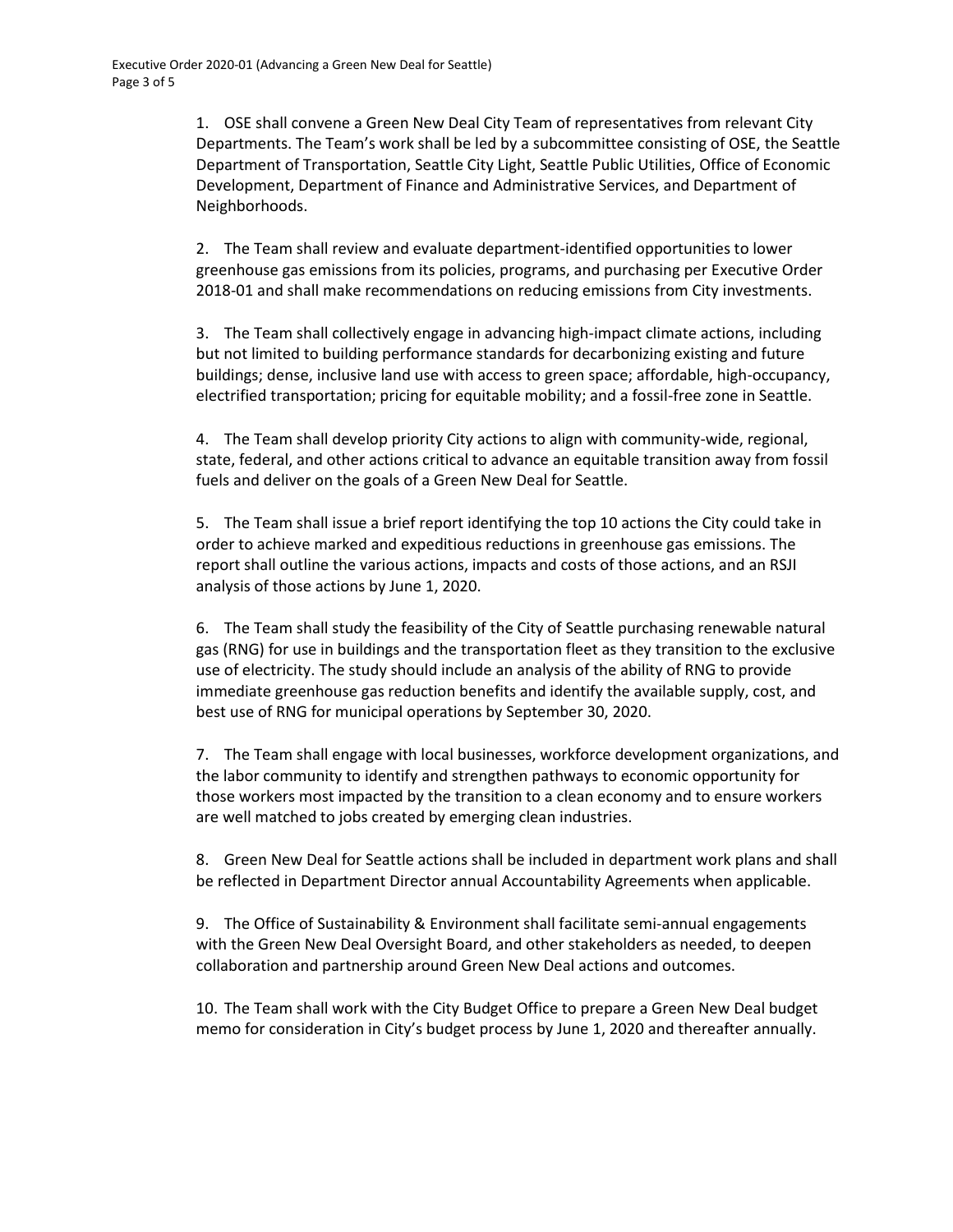1. OSE shall convene a Green New Deal City Team of representatives from relevant City Departments. The Team's work shall be led by a subcommittee consisting of OSE, the Seattle Department of Transportation, Seattle City Light, Seattle Public Utilities, Office of Economic Development, Department of Finance and Administrative Services, and Department of Neighborhoods.

2. The Team shall review and evaluate department-identified opportunities to lower greenhouse gas emissions from its policies, programs, and purchasing per Executive Order 2018-01 and shall make recommendations on reducing emissions from City investments.

3. The Team shall collectively engage in advancing high-impact climate actions, including but not limited to building performance standards for decarbonizing existing and future buildings; dense, inclusive land use with access to green space; affordable, high-occupancy, electrified transportation; pricing for equitable mobility; and a fossil-free zone in Seattle.

4. The Team shall develop priority City actions to align with community-wide, regional, state, federal, and other actions critical to advance an equitable transition away from fossil fuels and deliver on the goals of a Green New Deal for Seattle.

5. The Team shall issue a brief report identifying the top 10 actions the City could take in order to achieve marked and expeditious reductions in greenhouse gas emissions. The report shall outline the various actions, impacts and costs of those actions, and an RSJI analysis of those actions by June 1, 2020.

6. The Team shall study the feasibility of the City of Seattle purchasing renewable natural gas (RNG) for use in buildings and the transportation fleet as they transition to the exclusive use of electricity. The study should include an analysis of the ability of RNG to provide immediate greenhouse gas reduction benefits and identify the available supply, cost, and best use of RNG for municipal operations by September 30, 2020.

7. The Team shall engage with local businesses, workforce development organizations, and the labor community to identify and strengthen pathways to economic opportunity for those workers most impacted by the transition to a clean economy and to ensure workers are well matched to jobs created by emerging clean industries.

8. Green New Deal for Seattle actions shall be included in department work plans and shall be reflected in Department Director annual Accountability Agreements when applicable.

9. The Office of Sustainability & Environment shall facilitate semi-annual engagements with the Green New Deal Oversight Board, and other stakeholders as needed, to deepen collaboration and partnership around Green New Deal actions and outcomes.

10. The Team shall work with the City Budget Office to prepare a Green New Deal budget memo for consideration in City's budget process by June 1, 2020 and thereafter annually.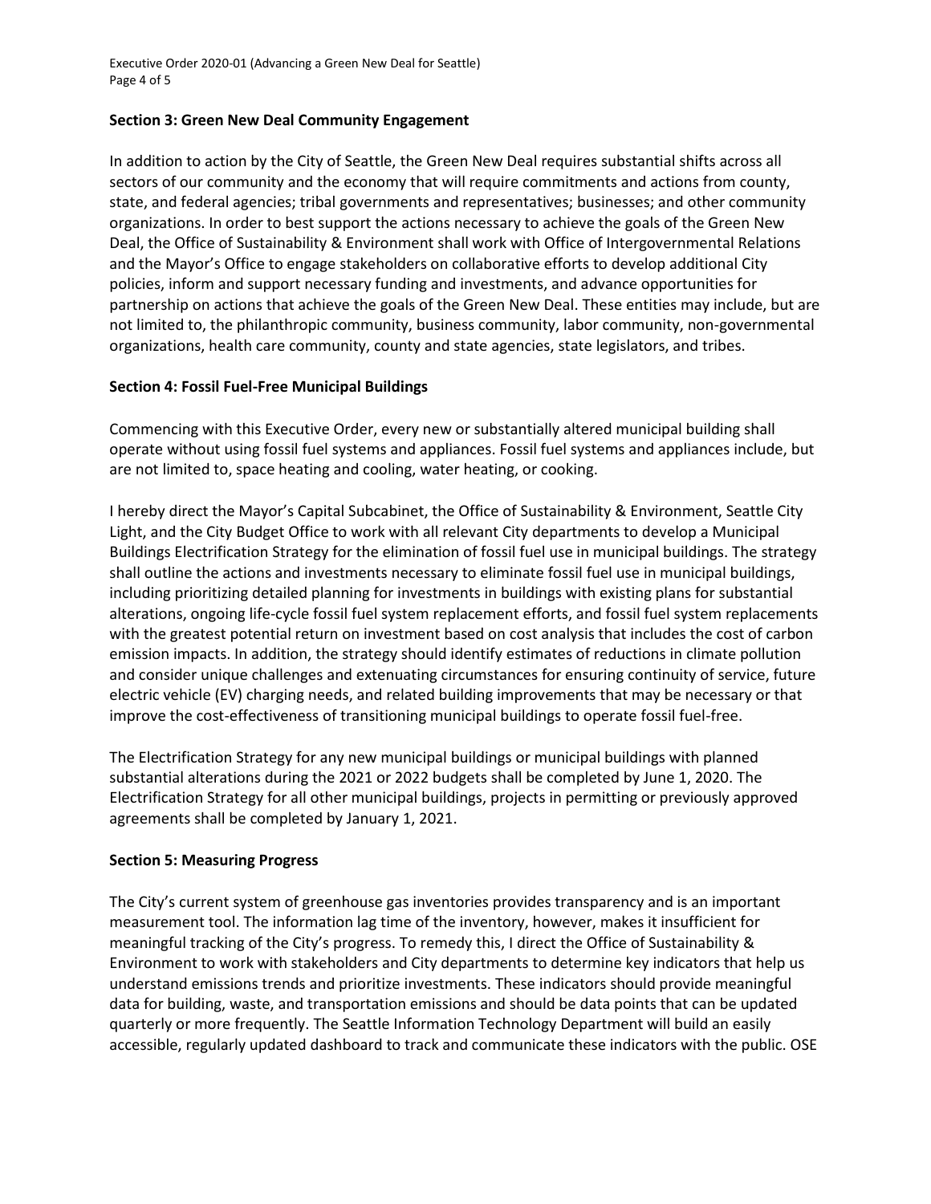**Section 3: Green New Deal Community Engagement**

In addition to action by the City of Seattle, the Green New Deal requires substantial shifts across all sectors of our community and the economy that will require commitments and actions from county, state, and federal agencies; tribal governments and representatives; businesses; and other community organizations. In order to best support the actions necessary to achieve the goals of the Green New Deal, the Office of Sustainability & Environment shall work with Office of Intergovernmental Relations and the Mayor's Office to engage stakeholders on collaborative efforts to develop additional City policies, inform and support necessary funding and investments, and advance opportunities for partnership on actions that achieve the goals of the Green New Deal. These entities may include, but are not limited to, the philanthropic community, business community, labor community, non-governmental organizations, health care community, county and state agencies, state legislators, and tribes.

**Section 4: Fossil Fuel-Free Municipal Buildings**

Commencing with this Executive Order, every new or substantially altered municipal building shall operate without using fossil fuel systems and appliances. Fossil fuel systems and appliances include, but are not limited to, space heating and cooling, water heating, or cooking.

I hereby direct the Mayor's Capital Subcabinet, the Office of Sustainability & Environment, Seattle City Light, and the City Budget Office to work with all relevant City departments to develop a Municipal Buildings Electrification Strategy for the elimination of fossil fuel use in municipal buildings. The strategy shall outline the actions and investments necessary to eliminate fossil fuel use in municipal buildings, including prioritizing detailed planning for investments in buildings with existing plans for substantial alterations, ongoing life-cycle fossil fuel system replacement efforts, and fossil fuel system replacements with the greatest potential return on investment based on cost analysis that includes the cost of carbon emission impacts. In addition, the strategy should identify estimates of reductions in climate pollution and consider unique challenges and extenuating circumstances for ensuring continuity of service, future electric vehicle (EV) charging needs, and related building improvements that may be necessary or that improve the cost-effectiveness of transitioning municipal buildings to operate fossil fuel-free.

The Electrification Strategy for any new municipal buildings or municipal buildings with planned substantial alterations during the 2021 or 2022 budgets shall be completed by June 1, 2020. The Electrification Strategy for all other municipal buildings, projects in permitting or previously approved agreements shall be completed by January 1, 2021.

**Section 5: Measuring Progress**

The City's current system of greenhouse gas inventories provides transparency and is an important measurement tool. The information lag time of the inventory, however, makes it insufficient for meaningful tracking of the City's progress. To remedy this, I direct the Office of Sustainability & Environment to work with stakeholders and City departments to determine key indicators that help us understand emissions trends and prioritize investments. These indicators should provide meaningful data for building, waste, and transportation emissions and should be data points that can be updated quarterly or more frequently. The Seattle Information Technology Department will build an easily accessible, regularly updated dashboard to track and communicate these indicators with the public. OSE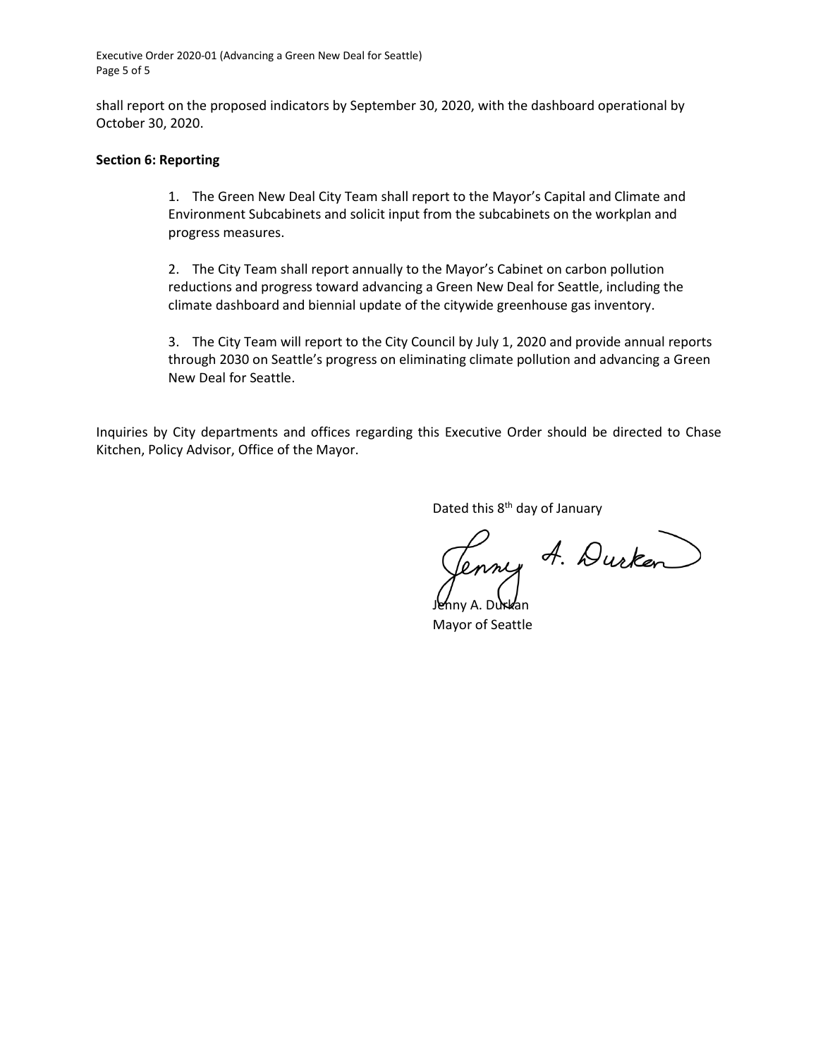shall report on the proposed indicators by September 30, 2020, with the dashboard operational by October 30, 2020.

**Section 6: Reporting**

1. The Green New Deal City Team shall report to the Mayor's Capital and Climate and Environment Subcabinets and solicit input from the subcabinets on the workplan and progress measures.

2. The City Team shall report annually to the Mayor's Cabinet on carbon pollution reductions and progress toward advancing a Green New Deal for Seattle, including the climate dashboard and biennial update of the citywide greenhouse gas inventory.

3. The City Team will report to the City Council by July 1, 2020 and provide annual reports through 2030 on Seattle's progress on eliminating climate pollution and advancing a Green New Deal for Seattle.

Inquiries by City departments and offices regarding this Executive Order should be directed to Chase Kitchen, Policy Advisor, Office of the Mayor.

Dated this 8th day of January

Jenny A. Durkan
Mayor of Seattle